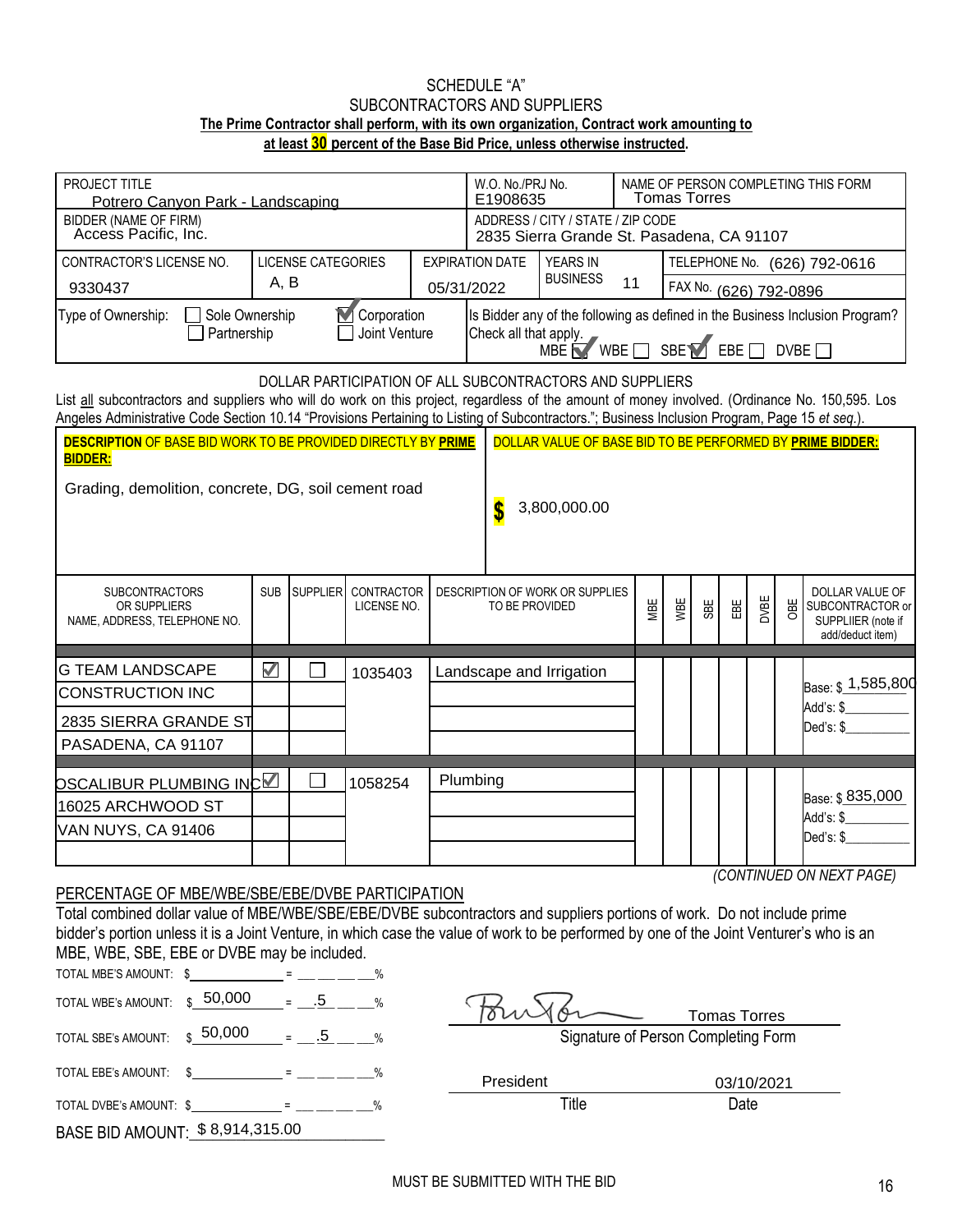# SCHEDULE "A"
## SUBCONTRACTORS AND SUPPLIERS

**The Prime Contractor shall perform, with its own organization, Contract work amounting to at least 30 percent of the Base Bid Price, unless otherwise instructed.**

| PROJECT TITLE | | | W.O. No./PRJ No. | NAME OF PERSON COMPLETING THIS FORM |
|---|---|---|---|---|
| Potrero Canyon Park - Landscaping | | | E1908635 | Tomas Torres |
| BIDDER (NAME OF FIRM) Access Pacific, Inc. | | | ADDRESS / CITY / STATE / ZIP CODE 2835 Sierra Grande St. Pasadena, CA 91107 | |
| CONTRACTOR'S LICENSE NO. 9330437 | LICENSE CATEGORIES A, B | EXPIRATION DATE 05/31/2022 | YEARS IN BUSINESS 11 | TELEPHONE No. (626) 792-0616 / FAX No. (626) 792-0896 |
| Type of Ownership: ☐ Sole Ownership ☐ Partnership ☑ Corporation ☐ Joint Venture | | | Is Bidder any of the following as defined in the Business Inclusion Program? Check all that apply. MBE ☑ WBE ☐ SBE ☑ EBE ☐ DVBE ☐ | |

DOLLAR PARTICIPATION OF ALL SUBCONTRACTORS AND SUPPLIERS

List all subcontractors and suppliers who will do work on this project, regardless of the amount of money involved. (Ordinance No. 150,595. Los Angeles Administrative Code Section 10.14 "Provisions Pertaining to Listing of Subcontractors."; Business Inclusion Program, Page 15 *et seq.*).

| **DESCRIPTION** OF BASE BID WORK TO BE PROVIDED DIRECTLY BY **PRIME BIDDER:** | DOLLAR VALUE OF BASE BID TO BE PERFORMED BY **PRIME BIDDER:** |
|---|---|
| Grading, demolition, concrete, DG, soil cement road | $ 3,800,000.00 |

| SUBCONTRACTORS OR SUPPLIERS NAME, ADDRESS, TELEPHONE NO. | SUB | SUPPLIER | CONTRACTOR LICENSE NO. | DESCRIPTION OF WORK OR SUPPLIES TO BE PROVIDED | MBE | WBE | SBE | EBE | DVBE | OBE | DOLLAR VALUE OF SUBCONTRACTOR or SUPPLIIER (note if add/deduct item) |
|---|---|---|---|---|---|---|---|---|---|---|---|
| G TEAM LANDSCAPE CONSTRUCTION INC 2835 SIERRA GRANDE ST PASADENA, CA 91107 | ☑ | ☐ | 1035403 | Landscape and Irrigation | | | | | | | Base: $ 1,585,800 Add's: $\_\_\_\_ Ded's: $\_\_\_\_ |
| OSCALIBUR PLUMBING INC 16025 ARCHWOOD ST VAN NUYS, CA 91406 | ☑ | ☐ | 1058254 | Plumbing | | | | | | | Base: $ 835,000 Add's: $\_\_\_\_ Ded's: $\_\_\_\_ |

*(CONTINUED ON NEXT PAGE)*

PERCENTAGE OF MBE/WBE/SBE/EBE/DVBE PARTICIPATION

Total combined dollar value of MBE/WBE/SBE/EBE/DVBE subcontractors and suppliers portions of work. Do not include prime bidder's portion unless it is a Joint Venture, in which case the value of work to be performed by one of the Joint Venturer's who is an MBE, WBE, SBE, EBE or DVBE may be included.

TOTAL MBE'S AMOUNT: $\_\_\_\_\_\_ = \_\_\_\_ %

TOTAL WBE's AMOUNT: $ 50,000 = .5 %

TOTAL SBE's AMOUNT: $ 50,000 = .5 %

TOTAL EBE's AMOUNT: $\_\_\_\_\_\_ = \_\_\_\_ %

TOTAL DVBE's AMOUNT: $\_\_\_\_\_\_ = \_\_\_\_ %

BASE BID AMOUNT: $ 8,914,315.00

Tomas Torres
Signature of Person Completing Form

President — Title

03/10/2021 — Date

MUST BE SUBMITTED WITH THE BID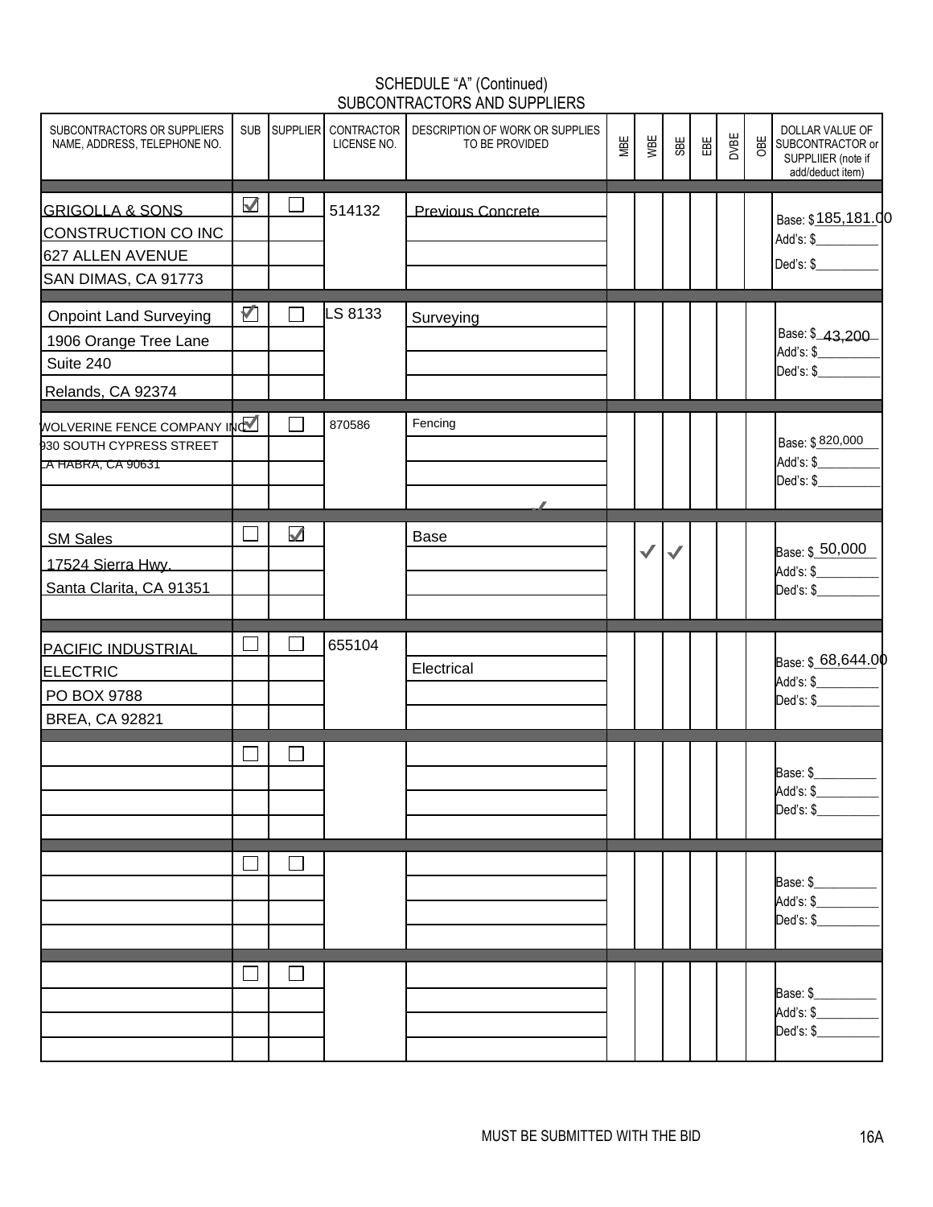# SCHEDULE "A" (Continued)
## SUBCONTRACTORS AND SUPPLIERS

| SUBCONTRACTORS OR SUPPLIERS NAME, ADDRESS, TELEPHONE NO. | SUB | SUPPLIER | CONTRACTOR LICENSE NO. | DESCRIPTION OF WORK OR SUPPLIES TO BE PROVIDED | MBE | WBE | SBE | EBE | DVBE | OBE | DOLLAR VALUE OF SUBCONTRACTOR or SUPPLIIER (note if add/deduct item) |
|---|---|---|---|---|---|---|---|---|---|---|---|
| GRIGOLLA & SONS CONSTRUCTION CO INC 627 ALLEN AVENUE SAN DIMAS, CA 91773 | ☑ | ☐ | 514132 | Previous Concrete | | | | | | | Base: $185,181.00 Add's: $_________ Ded's: $_________ |
| Onpoint Land Surveying 1906 Orange Tree Lane Suite 240 Relands, CA 92374 | ☑ | ☐ | LS 8133 | Surveying | | | | | | | Base: $ 43,200 Add's: $_________ Ded's: $_________ |
| WOLVERINE FENCE COMPANY INC 930 SOUTH CYPRESS STREET LA HABRA, CA 90631 | ☑ | ☐ | 870586 | Fencing | | | | | | | Base: $ 820,000 Add's: $_________ Ded's: $_________ |
| SM Sales 17524 Sierra Hwy. Santa Clarita, CA 91351 | ☐ | ☑ | | Base | | ✓ | ✓ | | | | Base: $ 50,000 Add's: $_________ Ded's: $_________ |
| PACIFIC INDUSTRIAL ELECTRIC PO BOX 9788 BREA, CA 92821 | ☐ | ☐ | 655104 | Electrical | | | | | | | Base: $ 68,644.00 Add's: $_________ Ded's: $_________ |
| | ☐ | ☐ | | | | | | | | | Base: $_________ Add's: $_________ Ded's: $_________ |
| | ☐ | ☐ | | | | | | | | | Base: $_________ Add's: $_________ Ded's: $_________ |
| | ☐ | ☐ | | | | | | | | | Base: $_________ Add's: $_________ Ded's: $_________ |

MUST BE SUBMITTED WITH THE BID